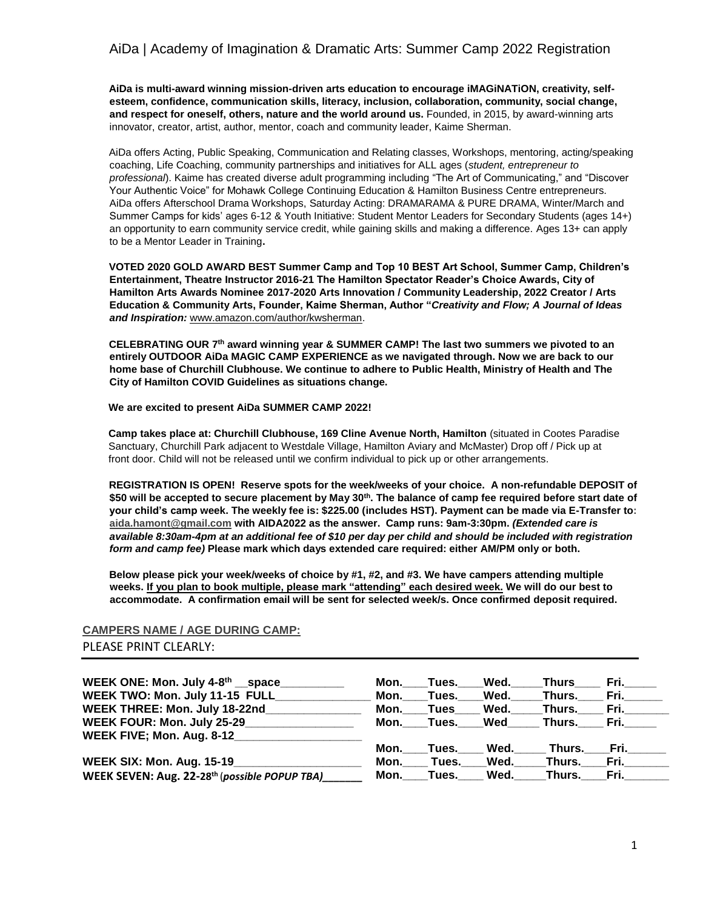# AiDa | Academy of Imagination & Dramatic Arts: Summer Camp 2022 Registration

**AiDa is multi-award winning mission-driven arts education to encourage iMAGiNATiON, creativity, self-esteem, confidence, communication skills, literacy, inclusion, collaboration, community, social change, and respect for oneself, others, nature and the world around us.** Founded, in 2015, by award-winning arts innovator, creator, artist, author, mentor, coach and community leader, Kaime Sherman.

AiDa offers Acting, Public Speaking, Communication and Relating classes, Workshops, mentoring, acting/speaking coaching, Life Coaching, community partnerships and initiatives for ALL ages (*student, entrepreneur to professional*). Kaime has created diverse adult programming including "The Art of Communicating," and "Discover Your Authentic Voice" for Mohawk College Continuing Education & Hamilton Business Centre entrepreneurs. AiDa offers Afterschool Drama Workshops, Saturday Acting: DRAMARAMA & PURE DRAMA, Winter/March and Summer Camps for kids' ages 6-12 & Youth Initiative: Student Mentor Leaders for Secondary Students (ages 14+) an opportunity to earn community service credit, while gaining skills and making a difference. Ages 13+ can apply to be a Mentor Leader in Training**.**

**VOTED 2020 GOLD AWARD BEST Summer Camp and Top 10 BEST Art School, Summer Camp, Children's Entertainment, Theatre Instructor 2016-21 The Hamilton Spectator Reader's Choice Awards, City of Hamilton Arts Awards Nominee 2017-2020 Arts Innovation / Community Leadership, 2022 Creator / Arts Education & Community Arts, Founder, Kaime Sherman, Author "*Creativity and Flow; A Journal of Ideas and Inspiration:*** www.amazon.com/author/kwsherman.

**CELEBRATING OUR 7th award winning year & SUMMER CAMP! The last two summers we pivoted to an entirely OUTDOOR AiDa MAGIC CAMP EXPERIENCE as we navigated through. Now we are back to our home base of Churchill Clubhouse. We continue to adhere to Public Health, Ministry of Health and The City of Hamilton COVID Guidelines as situations change.**

**We are excited to present AiDa SUMMER CAMP 2022!**

**Camp takes place at: Churchill Clubhouse, 169 Cline Avenue North, Hamilton** (situated in Cootes Paradise Sanctuary, Churchill Park adjacent to Westdale Village, Hamilton Aviary and McMaster) Drop off / Pick up at front door. Child will not be released until we confirm individual to pick up or other arrangements.

**REGISTRATION IS OPEN! Reserve spots for the week/weeks of your choice. A non-refundable DEPOSIT of $50 will be accepted to secure placement by May 30th. The balance of camp fee required before start date of your child's camp week. The weekly fee is: $225.00 (includes HST). Payment can be made via E-Transfer to: aida.hamont@gmail.com with AIDA2022 as the answer. Camp runs: 9am-3:30pm.** ***(Extended care is available 8:30am-4pm at an additional fee of $10 per day per child and should be included with registration form and camp fee)*** **Please mark which days extended care required: either AM/PM only or both.**

**Below please pick your week/weeks of choice by #1, #2, and #3. We have campers attending multiple weeks. <u>If you plan to book multiple, please mark "attending" each desired week.</u> We will do our best to accommodate. A confirmation email will be sent for selected week/s. Once confirmed deposit required.**

**CAMPERS NAME / AGE DURING CAMP:**

PLEASE PRINT CLEARLY:

---

| | | | | | |
|---|---|---|---|---|---|
| **WEEK ONE: Mon. July 4-8th __space__________** | **Mon.____** | **Tues.____** | **Wed._____** | **Thurs____** | **Fri._____** |
| **WEEK TWO: Mon. July 11-15 FULL______________** | **Mon.____** | **Tues.____** | **Wed._____** | **Thurs.____** | **Fri.______** |
| **WEEK THREE: Mon. July 18-22nd______________** | **Mon.____** | **Tues____** | **Wed._____** | **Thurs.____** | **Fri.______** |
| **WEEK FOUR: Mon. July 25-29________________** | **Mon.____** | **Tues.____** | **Wed_____** | **Thurs.____** | **Fri._____** |
| **WEEK FIVE; Mon. Aug. 8-12___________________** | **Mon.____** | **Tues.____** | **Wed._____** | **Thurs.____** | **Fri.______** |
| **WEEK SIX: Mon. Aug. 15-19___________________** | **Mon.____** | **Tues.____** | **Wed._____** | **Thurs.____** | **Fri._______** |
| **WEEK SEVEN: Aug. 22-28th** (*possible POPUP TBA)*______ | **Mon.____** | **Tues.____** | **Wed._____** | **Thurs.____** | **Fri._______** |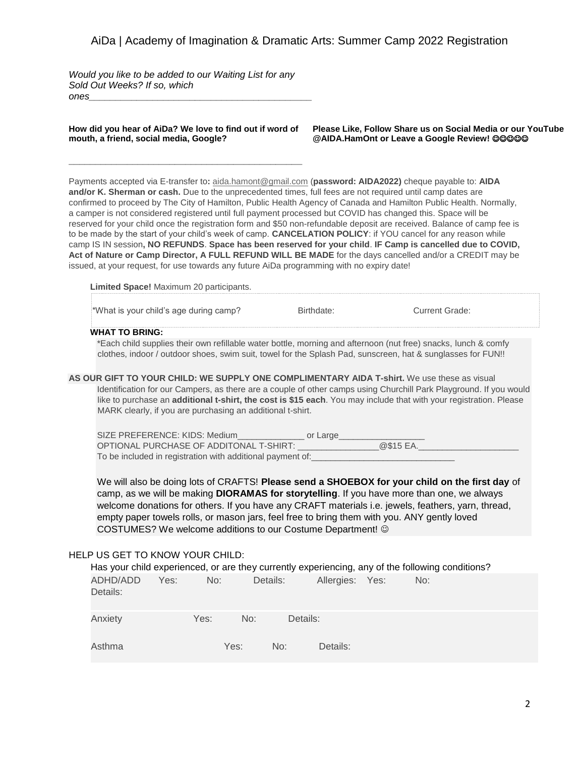*Would you like to be added to our Waiting List for any Sold Out Weeks? If so, which ones\_\_\_\_\_\_\_\_\_\_\_\_\_\_\_\_\_\_\_\_\_\_\_\_\_\_\_\_\_\_\_\_\_\_\_\_\_\_\_\_\_\_*

**How did you hear of AiDa? We love to find out if word of mouth, a friend, social media, Google?**

\_\_\_\_\_\_\_\_\_\_\_\_\_\_\_\_\_\_\_\_\_\_\_\_\_\_\_\_\_\_\_\_\_\_\_\_\_\_\_\_\_\_\_\_\_\_

**Please Like, Follow Share us on Social Media or our YouTube @AIDA.HamOnt or Leave a Google Review! ☺☺☺☺☺**

Payments accepted via E-transfer to**:** aida.hamont@gmail.com (**password: AIDA2022)** cheque payable to: **AIDA and/or K. Sherman or cash.** Due to the unprecedented times, full fees are not required until camp dates are confirmed to proceed by The City of Hamilton, Public Health Agency of Canada and Hamilton Public Health. Normally, a camper is not considered registered until full payment processed but COVID has changed this. Space will be reserved for your child once the registration form and $50 non-refundable deposit are received. Balance of camp fee is to be made by the start of your child's week of camp. **CANCELATION POLICY**: if YOU cancel for any reason while camp IS IN session**, NO REFUNDS**. **Space has been reserved for your child**. **IF Camp is cancelled due to COVID, Act of Nature or Camp Director, A FULL REFUND WILL BE MADE** for the days cancelled and/or a CREDIT may be issued, at your request, for use towards any future AiDa programming with no expiry date!

**Limited Space!** Maximum 20 participants.

| *What is your child's age during camp? | Birthdate: | Current Grade: |
| --- | --- | --- |

**WHAT TO BRING:**

*Each child supplies their own refillable water bottle, morning and afternoon (nut free) snacks, lunch & comfy clothes, indoor / outdoor shoes, swim suit, towel for the Splash Pad, sunscreen, hat & sunglasses for FUN!!

**AS OUR GIFT TO YOUR CHILD: WE SUPPLY ONE COMPLIMENTARY AIDA T-shirt.** We use these as visual Identification for our Campers, as there are a couple of other camps using Churchill Park Playground. If you would like to purchase an **additional t-shirt, the cost is $15 each**. You may include that with your registration. Please MARK clearly, if you are purchasing an additional t-shirt.

SIZE PREFERENCE: KIDS: Medium\_\_\_\_\_\_\_\_\_\_\_\_\_\_ or Large\_\_\_\_\_\_\_\_\_\_\_\_\_\_\_\_\_\_
OPTIONAL PURCHASE OF ADDITONAL T-SHIRT: \_\_\_\_\_\_\_\_\_\_\_\_\_\_\_\_\_@$15 EA.\_\_\_\_\_\_\_\_\_\_\_\_\_\_\_\_\_\_\_\_\_
To be included in registration with additional payment of:\_\_\_\_\_\_\_\_\_\_\_\_\_\_\_\_\_\_\_\_\_\_\_\_\_\_\_\_\_\_

We will also be doing lots of CRAFTS! **Please send a SHOEBOX for your child on the first day** of camp, as we will be making **DIORAMAS for storytelling**. If you have more than one, we always welcome donations for others. If you have any CRAFT materials i.e. jewels, feathers, yarn, thread, empty paper towels rolls, or mason jars, feel free to bring them with you. ANY gently loved COSTUMES? We welcome additions to our Costume Department! ☺

HELP US GET TO KNOW YOUR CHILD:

Has your child experienced, or are they currently experiencing, any of the following conditions?

ADHD/ADD Yes: No: Details: Allergies: Yes: No: Details:

Anxiety Yes: No: Details:

Asthma Yes: No: Details: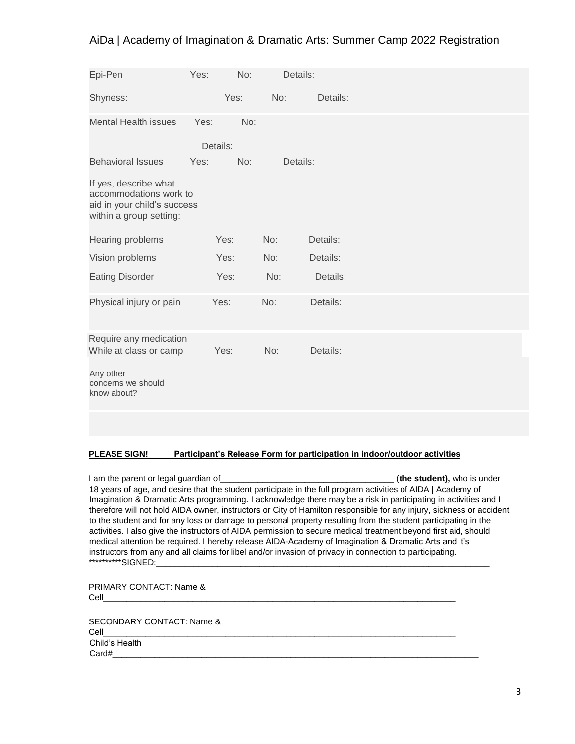| | | | |
|---|---|---|---|
| Epi-Pen | Yes: | No: | Details: |
| Shyness: | Yes: | No: | Details: |
| Mental Health issues | Yes: | No: | Details: |
| Behavioral Issues | Yes: | No: | Details: |
| If yes, describe what accommodations work to aid in your child's success within a group setting: | | | |
| Hearing problems | Yes: | No: | Details: |
| Vision problems | Yes: | No: | Details: |
| Eating Disorder | Yes: | No: | Details: |
| Physical injury or pain | Yes: | No: | Details: |
| Require any medication While at class or camp | Yes: | No: | Details: |
| Any other concerns we should know about? | | | |

**PLEASE SIGN!** **Participant's Release Form for participation in indoor/outdoor activities**

I am the parent or legal guardian of_____________________________________ (**the student),** who is under 18 years of age, and desire that the student participate in the full program activities of AIDA | Academy of Imagination & Dramatic Arts programming. I acknowledge there may be a risk in participating in activities and I therefore will not hold AIDA owner, instructors or City of Hamilton responsible for any injury, sickness or accident to the student and for any loss or damage to personal property resulting from the student participating in the activities. I also give the instructors of AIDA permission to secure medical treatment beyond first aid, should medical attention be required. I hereby release AIDA-Academy of Imagination & Dramatic Arts and it's instructors from any and all claims for libel and/or invasion of privacy in connection to participating.
**********SIGNED:___________________________________________________________________________

PRIMARY CONTACT: Name & Cell_____________________________________________________________________________

SECONDARY CONTACT: Name & Cell_____________________________________________________________________________

Child's Health Card#____________________________________________________________________________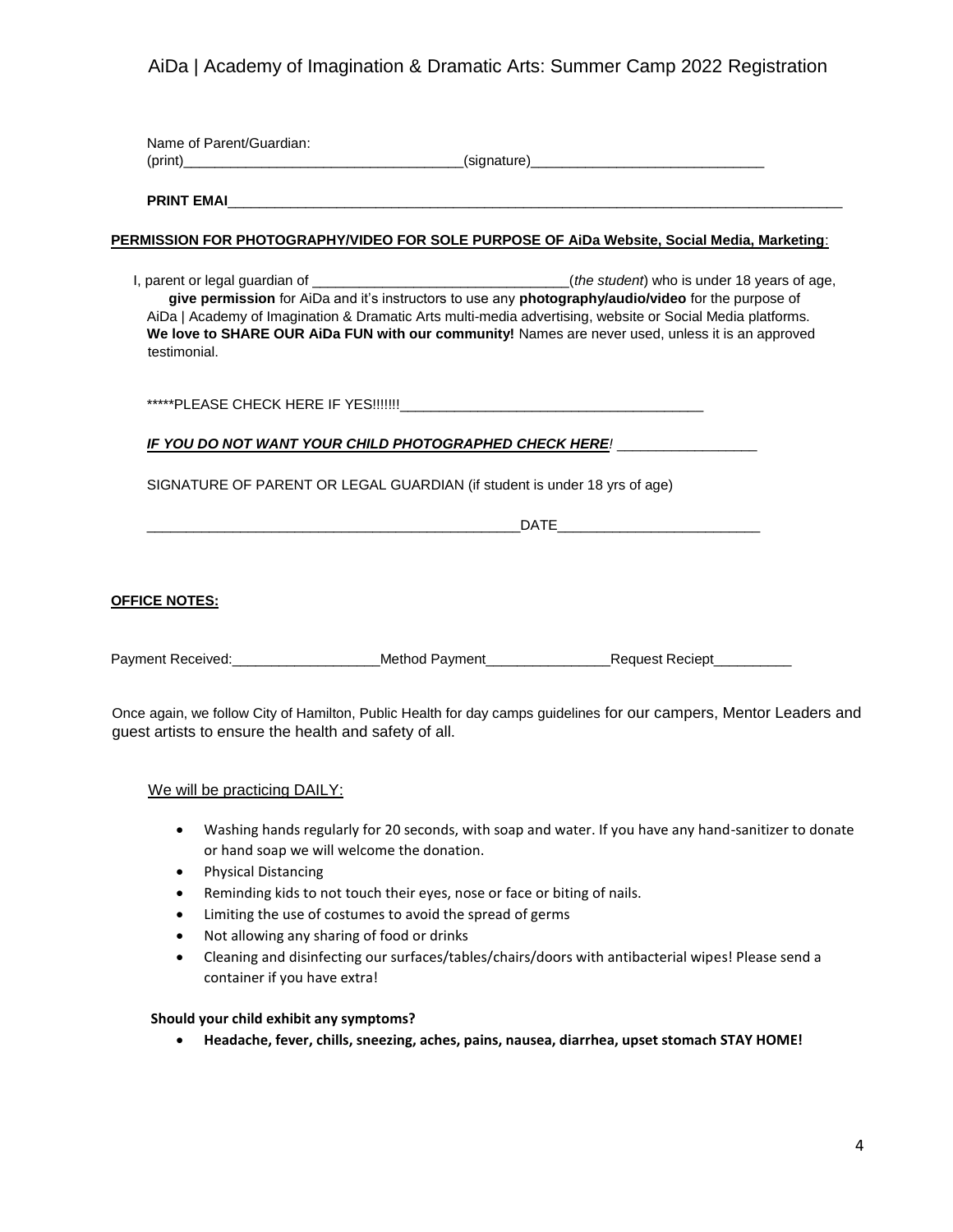Name of Parent/Guardian:
(print)\_\_\_\_\_\_\_\_\_\_\_\_\_\_\_\_\_\_\_\_\_\_\_\_\_\_\_\_\_\_\_\_\_\_\_(signature)\_\_\_\_\_\_\_\_\_\_\_\_\_\_\_\_\_\_\_\_\_\_\_\_\_\_\_\_\_\_

**PRINT EMAI**\_\_\_\_\_\_\_\_\_\_\_\_\_\_\_\_\_\_\_\_\_\_\_\_\_\_\_\_\_\_\_\_\_\_\_\_\_\_\_\_\_\_\_\_\_\_\_\_\_\_\_\_\_\_\_\_\_\_\_\_\_\_\_\_\_\_\_\_\_\_\_\_\_\_\_\_\_\_\_\_\_\_

**PERMISSION FOR PHOTOGRAPHY/VIDEO FOR SOLE PURPOSE OF AiDa Website, Social Media, Marketing**:

I, parent or legal guardian of \_\_\_\_\_\_\_\_\_\_\_\_\_\_\_\_\_\_\_\_\_\_\_\_\_\_\_\_\_\_\_\_\_(*the student*) who is under 18 years of age, **give permission** for AiDa and it's instructors to use any **photography/audio/video** for the purpose of AiDa | Academy of Imagination & Dramatic Arts multi-media advertising, website or Social Media platforms. **We love to SHARE OUR AiDa FUN with our community!** Names are never used, unless it is an approved testimonial.

*****PLEASE CHECK HERE IF YES!!!!!!\_\_\_\_\_\_\_\_\_\_\_\_\_\_\_\_\_\_\_\_\_\_\_\_\_\_\_\_\_\_\_\_\_\_\_\_\_\_\_

***IF YOU DO NOT WANT YOUR CHILD PHOTOGRAPHED CHECK HERE!*** \_\_\_\_\_\_\_\_\_\_\_\_\_\_\_\_\_\_

SIGNATURE OF PARENT OR LEGAL GUARDIAN (if student is under 18 yrs of age)

\_\_\_\_\_\_\_\_\_\_\_\_\_\_\_\_\_\_\_\_\_\_\_\_\_\_\_\_\_\_\_\_\_\_\_\_\_\_\_\_\_\_\_\_\_\_\_\_\_DATE\_\_\_\_\_\_\_\_\_\_\_\_\_\_\_\_\_\_\_\_\_\_\_\_\_\_

**OFFICE NOTES:**

Payment Received:\_\_\_\_\_\_\_\_\_\_\_\_\_\_\_\_\_\_\_Method Payment\_\_\_\_\_\_\_\_\_\_\_\_\_\_\_\_Request Reciept\_\_\_\_\_\_\_\_\_\_

Once again, we follow City of Hamilton, Public Health for day camps guidelines for our campers, Mentor Leaders and guest artists to ensure the health and safety of all.

We will be practicing DAILY:

- Washing hands regularly for 20 seconds, with soap and water. If you have any hand-sanitizer to donate or hand soap we will welcome the donation.
- Physical Distancing
- Reminding kids to not touch their eyes, nose or face or biting of nails.
- Limiting the use of costumes to avoid the spread of germs
- Not allowing any sharing of food or drinks
- Cleaning and disinfecting our surfaces/tables/chairs/doors with antibacterial wipes! Please send a container if you have extra!

**Should your child exhibit any symptoms?**

- **Headache, fever, chills, sneezing, aches, pains, nausea, diarrhea, upset stomach STAY HOME!**